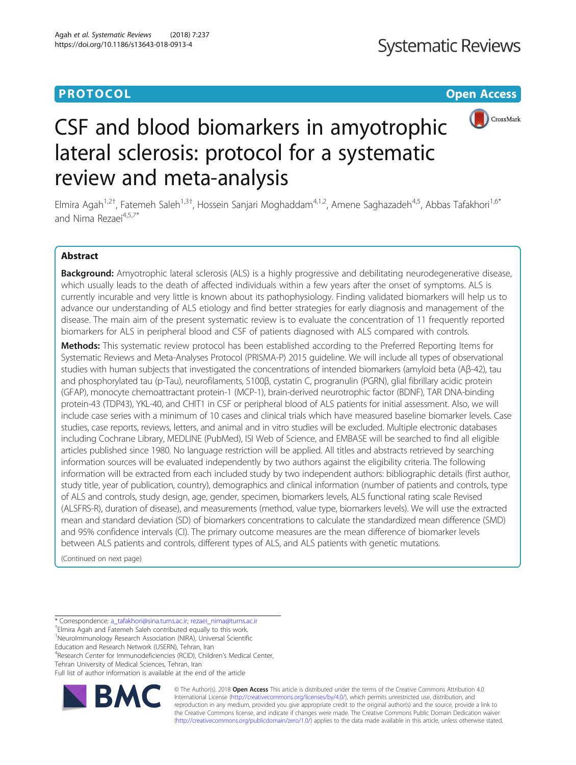**PROTOCOL** **Open Access**

# CSF and blood biomarkers in amyotrophic lateral sclerosis: protocol for a systematic review and meta-analysis

Elmira Agah[1,2†], Fatemeh Saleh[1,3†], Hossein Sanjari Moghaddam[4,1,2], Amene Saghazadeh[4,5], Abbas Tafakhori[1,6*] and Nima Rezaei[4,5,7*]

## Abstract

**Background:** Amyotrophic lateral sclerosis (ALS) is a highly progressive and debilitating neurodegenerative disease, which usually leads to the death of affected individuals within a few years after the onset of symptoms. ALS is currently incurable and very little is known about its pathophysiology. Finding validated biomarkers will help us to advance our understanding of ALS etiology and find better strategies for early diagnosis and management of the disease. The main aim of the present systematic review is to evaluate the concentration of 11 frequently reported biomarkers for ALS in peripheral blood and CSF of patients diagnosed with ALS compared with controls.

**Methods:** This systematic review protocol has been established according to the Preferred Reporting Items for Systematic Reviews and Meta-Analyses Protocol (PRISMA-P) 2015 guideline. We will include all types of observational studies with human subjects that investigated the concentrations of intended biomarkers (amyloid beta (Aβ-42), tau and phosphorylated tau (p-Tau), neurofilaments, S100β, cystatin C, progranulin (PGRN), glial fibrillary acidic protein (GFAP), monocyte chemoattractant protein-1 (MCP-1), brain-derived neurotrophic factor (BDNF), TAR DNA-binding protein-43 (TDP43), YKL-40, and CHIT1 in CSF or peripheral blood of ALS patients for initial assessment. Also, we will include case series with a minimum of 10 cases and clinical trials which have measured baseline biomarker levels. Case studies, case reports, reviews, letters, and animal and in vitro studies will be excluded. Multiple electronic databases including Cochrane Library, MEDLINE (PubMed), ISI Web of Science, and EMBASE will be searched to find all eligible articles published since 1980. No language restriction will be applied. All titles and abstracts retrieved by searching information sources will be evaluated independently by two authors against the eligibility criteria. The following information will be extracted from each included study by two independent authors: bibliographic details (first author, study title, year of publication, country), demographics and clinical information (number of patients and controls, type of ALS and controls, study design, age, gender, specimen, biomarkers levels, ALS functional rating scale Revised (ALSFRS-R), duration of disease), and measurements (method, value type, biomarkers levels). We will use the extracted mean and standard deviation (SD) of biomarkers concentrations to calculate the standardized mean difference (SMD) and 95% confidence intervals (CI). The primary outcome measures are the mean difference of biomarker levels between ALS patients and controls, different types of ALS, and ALS patients with genetic mutations.

(Continued on next page)

\* Correspondence: a_tafakhori@sina.tums.ac.ir; rezaei_nima@tums.ac.ir
†Elmira Agah and Fatemeh Saleh contributed equally to this work.
[1]NeuroImmunology Research Association (NIRA), Universal Scientific Education and Research Network (USERN), Tehran, Iran
[4]Research Center for Immunodeficiencies (RCID), Children's Medical Center, Tehran University of Medical Sciences, Tehran, Iran
Full list of author information is available at the end of the article

© The Author(s). 2018 **Open Access** This article is distributed under the terms of the Creative Commons Attribution 4.0 International License (http://creativecommons.org/licenses/by/4.0/), which permits unrestricted use, distribution, and reproduction in any medium, provided you give appropriate credit to the original author(s) and the source, provide a link to the Creative Commons license, and indicate if changes were made. The Creative Commons Public Domain Dedication waiver (http://creativecommons.org/publicdomain/zero/1.0/) applies to the data made available in this article, unless otherwise stated.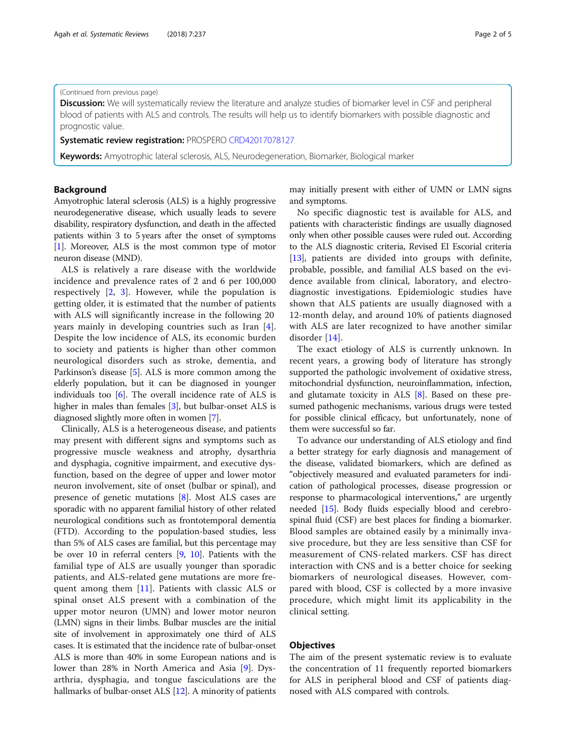(Continued from previous page)

**Discussion:** We will systematically review the literature and analyze studies of biomarker level in CSF and peripheral blood of patients with ALS and controls. The results will help us to identify biomarkers with possible diagnostic and prognostic value.

**Systematic review registration:** PROSPERO CRD42017078127

**Keywords:** Amyotrophic lateral sclerosis, ALS, Neurodegeneration, Biomarker, Biological marker

## Background

Amyotrophic lateral sclerosis (ALS) is a highly progressive neurodegenerative disease, which usually leads to severe disability, respiratory dysfunction, and death in the affected patients within 3 to 5 years after the onset of symptoms [1]. Moreover, ALS is the most common type of motor neuron disease (MND).

ALS is relatively a rare disease with the worldwide incidence and prevalence rates of 2 and 6 per 100,000 respectively [2, 3]. However, while the population is getting older, it is estimated that the number of patients with ALS will significantly increase in the following 20 years mainly in developing countries such as Iran [4]. Despite the low incidence of ALS, its economic burden to society and patients is higher than other common neurological disorders such as stroke, dementia, and Parkinson's disease [5]. ALS is more common among the elderly population, but it can be diagnosed in younger individuals too [6]. The overall incidence rate of ALS is higher in males than females [3], but bulbar-onset ALS is diagnosed slightly more often in women [7].

Clinically, ALS is a heterogeneous disease, and patients may present with different signs and symptoms such as progressive muscle weakness and atrophy, dysarthria and dysphagia, cognitive impairment, and executive dysfunction, based on the degree of upper and lower motor neuron involvement, site of onset (bulbar or spinal), and presence of genetic mutations [8]. Most ALS cases are sporadic with no apparent familial history of other related neurological conditions such as frontotemporal dementia (FTD). According to the population-based studies, less than 5% of ALS cases are familial, but this percentage may be over 10 in referral centers [9, 10]. Patients with the familial type of ALS are usually younger than sporadic patients, and ALS-related gene mutations are more frequent among them [11]. Patients with classic ALS or spinal onset ALS present with a combination of the upper motor neuron (UMN) and lower motor neuron (LMN) signs in their limbs. Bulbar muscles are the initial site of involvement in approximately one third of ALS cases. It is estimated that the incidence rate of bulbar-onset ALS is more than 40% in some European nations and is lower than 28% in North America and Asia [9]. Dysarthria, dysphagia, and tongue fasciculations are the hallmarks of bulbar-onset ALS [12]. A minority of patients may initially present with either of UMN or LMN signs and symptoms.

No specific diagnostic test is available for ALS, and patients with characteristic findings are usually diagnosed only when other possible causes were ruled out. According to the ALS diagnostic criteria, Revised EI Escorial criteria [13], patients are divided into groups with definite, probable, possible, and familial ALS based on the evidence available from clinical, laboratory, and electrodiagnostic investigations. Epidemiologic studies have shown that ALS patients are usually diagnosed with a 12-month delay, and around 10% of patients diagnosed with ALS are later recognized to have another similar disorder [14].

The exact etiology of ALS is currently unknown. In recent years, a growing body of literature has strongly supported the pathologic involvement of oxidative stress, mitochondrial dysfunction, neuroinflammation, infection, and glutamate toxicity in ALS [8]. Based on these presumed pathogenic mechanisms, various drugs were tested for possible clinical efficacy, but unfortunately, none of them were successful so far.

To advance our understanding of ALS etiology and find a better strategy for early diagnosis and management of the disease, validated biomarkers, which are defined as "objectively measured and evaluated parameters for indication of pathological processes, disease progression or response to pharmacological interventions," are urgently needed [15]. Body fluids especially blood and cerebrospinal fluid (CSF) are best places for finding a biomarker. Blood samples are obtained easily by a minimally invasive procedure, but they are less sensitive than CSF for measurement of CNS-related markers. CSF has direct interaction with CNS and is a better choice for seeking biomarkers of neurological diseases. However, compared with blood, CSF is collected by a more invasive procedure, which might limit its applicability in the clinical setting.

## Objectives

The aim of the present systematic review is to evaluate the concentration of 11 frequently reported biomarkers for ALS in peripheral blood and CSF of patients diagnosed with ALS compared with controls.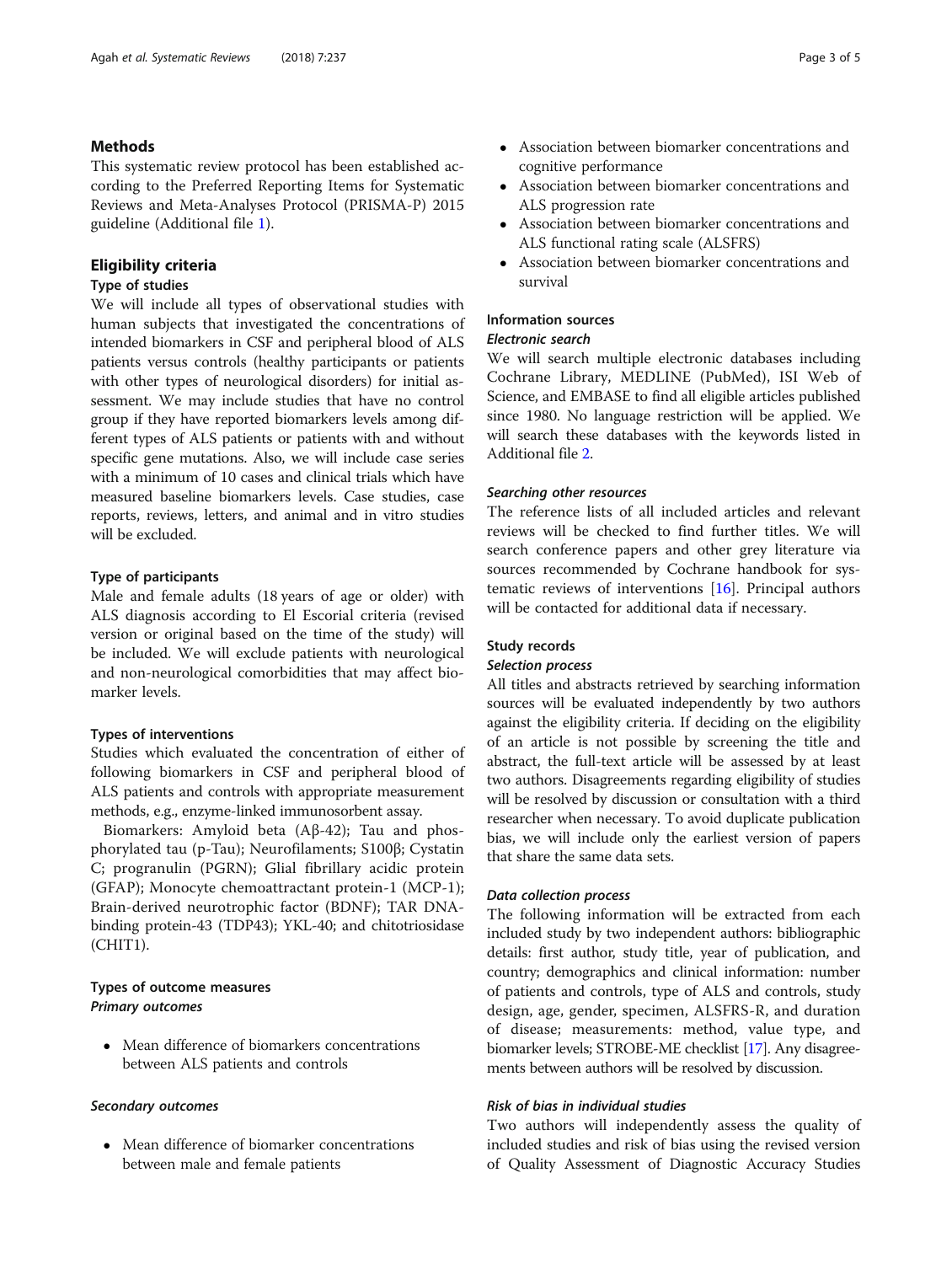## Methods

This systematic review protocol has been established according to the Preferred Reporting Items for Systematic Reviews and Meta-Analyses Protocol (PRISMA-P) 2015 guideline (Additional file 1).

## Eligibility criteria

### Type of studies

We will include all types of observational studies with human subjects that investigated the concentrations of intended biomarkers in CSF and peripheral blood of ALS patients versus controls (healthy participants or patients with other types of neurological disorders) for initial assessment. We may include studies that have no control group if they have reported biomarkers levels among different types of ALS patients or patients with and without specific gene mutations. Also, we will include case series with a minimum of 10 cases and clinical trials which have measured baseline biomarkers levels. Case studies, case reports, reviews, letters, and animal and in vitro studies will be excluded.

### Type of participants

Male and female adults (18 years of age or older) with ALS diagnosis according to El Escorial criteria (revised version or original based on the time of the study) will be included. We will exclude patients with neurological and non-neurological comorbidities that may affect biomarker levels.

### Types of interventions

Studies which evaluated the concentration of either of following biomarkers in CSF and peripheral blood of ALS patients and controls with appropriate measurement methods, e.g., enzyme-linked immunosorbent assay.

Biomarkers: Amyloid beta (Aβ-42); Tau and phosphorylated tau (p-Tau); Neurofilaments; S100β; Cystatin C; progranulin (PGRN); Glial fibrillary acidic protein (GFAP); Monocyte chemoattractant protein-1 (MCP-1); Brain-derived neurotrophic factor (BDNF); TAR DNA-binding protein-43 (TDP43); YKL-40; and chitotriosidase (CHIT1).

### Types of outcome measures

#### *Primary outcomes*

- Mean difference of biomarkers concentrations between ALS patients and controls

#### *Secondary outcomes*

- Mean difference of biomarker concentrations between male and female patients
- Association between biomarker concentrations and cognitive performance
- Association between biomarker concentrations and ALS progression rate
- Association between biomarker concentrations and ALS functional rating scale (ALSFRS)
- Association between biomarker concentrations and survival

### Information sources

#### *Electronic search*

We will search multiple electronic databases including Cochrane Library, MEDLINE (PubMed), ISI Web of Science, and EMBASE to find all eligible articles published since 1980. No language restriction will be applied. We will search these databases with the keywords listed in Additional file 2.

#### *Searching other resources*

The reference lists of all included articles and relevant reviews will be checked to find further titles. We will search conference papers and other grey literature via sources recommended by Cochrane handbook for systematic reviews of interventions [16]. Principal authors will be contacted for additional data if necessary.

### Study records

#### *Selection process*

All titles and abstracts retrieved by searching information sources will be evaluated independently by two authors against the eligibility criteria. If deciding on the eligibility of an article is not possible by screening the title and abstract, the full-text article will be assessed by at least two authors. Disagreements regarding eligibility of studies will be resolved by discussion or consultation with a third researcher when necessary. To avoid duplicate publication bias, we will include only the earliest version of papers that share the same data sets.

#### *Data collection process*

The following information will be extracted from each included study by two independent authors: bibliographic details: first author, study title, year of publication, and country; demographics and clinical information: number of patients and controls, type of ALS and controls, study design, age, gender, specimen, ALSFRS-R, and duration of disease; measurements: method, value type, and biomarker levels; STROBE-ME checklist [17]. Any disagreements between authors will be resolved by discussion.

#### *Risk of bias in individual studies*

Two authors will independently assess the quality of included studies and risk of bias using the revised version of Quality Assessment of Diagnostic Accuracy Studies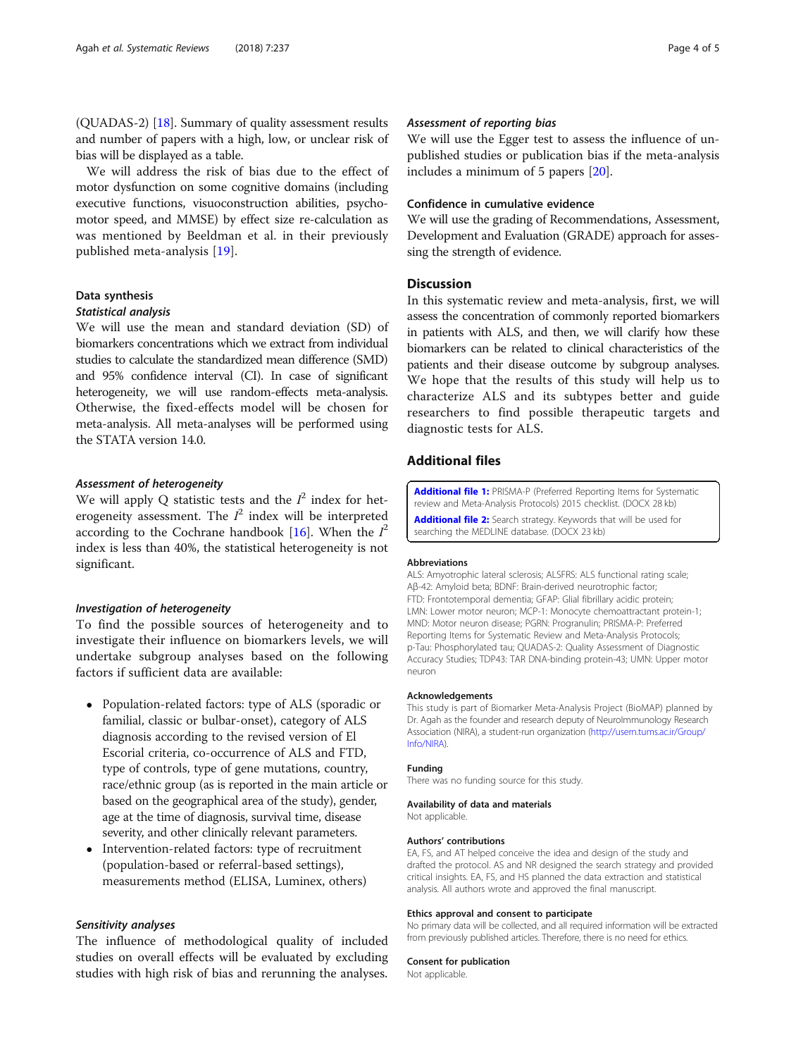(QUADAS-2) [18]. Summary of quality assessment results and number of papers with a high, low, or unclear risk of bias will be displayed as a table.

We will address the risk of bias due to the effect of motor dysfunction on some cognitive domains (including executive functions, visuoconstruction abilities, psychomotor speed, and MMSE) by effect size re-calculation as was mentioned by Beeldman et al. in their previously published meta-analysis [19].

### Data synthesis

#### *Statistical analysis*

We will use the mean and standard deviation (SD) of biomarkers concentrations which we extract from individual studies to calculate the standardized mean difference (SMD) and 95% confidence interval (CI). In case of significant heterogeneity, we will use random-effects meta-analysis. Otherwise, the fixed-effects model will be chosen for meta-analysis. All meta-analyses will be performed using the STATA version 14.0.

#### *Assessment of heterogeneity*

We will apply Q statistic tests and the $I^2$ index for heterogeneity assessment. The $I^2$ index will be interpreted according to the Cochrane handbook [16]. When the $I^2$ index is less than 40%, the statistical heterogeneity is not significant.

#### *Investigation of heterogeneity*

To find the possible sources of heterogeneity and to investigate their influence on biomarkers levels, we will undertake subgroup analyses based on the following factors if sufficient data are available:

- Population-related factors: type of ALS (sporadic or familial, classic or bulbar-onset), category of ALS diagnosis according to the revised version of El Escorial criteria, co-occurrence of ALS and FTD, type of controls, type of gene mutations, country, race/ethnic group (as is reported in the main article or based on the geographical area of the study), gender, age at the time of diagnosis, survival time, disease severity, and other clinically relevant parameters.
- Intervention-related factors: type of recruitment (population-based or referral-based settings), measurements method (ELISA, Luminex, others)

#### *Sensitivity analyses*

The influence of methodological quality of included studies on overall effects will be evaluated by excluding studies with high risk of bias and rerunning the analyses.

#### *Assessment of reporting bias*

We will use the Egger test to assess the influence of unpublished studies or publication bias if the meta-analysis includes a minimum of 5 papers [20].

#### Confidence in cumulative evidence

We will use the grading of Recommendations, Assessment, Development and Evaluation (GRADE) approach for assessing the strength of evidence.

## Discussion

In this systematic review and meta-analysis, first, we will assess the concentration of commonly reported biomarkers in patients with ALS, and then, we will clarify how these biomarkers can be related to clinical characteristics of the patients and their disease outcome by subgroup analyses. We hope that the results of this study will help us to characterize ALS and its subtypes better and guide researchers to find possible therapeutic targets and diagnostic tests for ALS.

## Additional files

**Additional file 1:** PRISMA-P (Preferred Reporting Items for Systematic review and Meta-Analysis Protocols) 2015 checklist. (DOCX 28 kb)

**Additional file 2:** Search strategy. Keywords that will be used for searching the MEDLINE database. (DOCX 23 kb)

#### Abbreviations

ALS: Amyotrophic lateral sclerosis; ALSFRS: ALS functional rating scale; Aβ-42: Amyloid beta; BDNF: Brain-derived neurotrophic factor; FTD: Frontotemporal dementia; GFAP: Glial fibrillary acidic protein; LMN: Lower motor neuron; MCP-1: Monocyte chemoattractant protein-1; MND: Motor neuron disease; PGRN: Progranulin; PRISMA-P: Preferred Reporting Items for Systematic Review and Meta-Analysis Protocols; p-Tau: Phosphorylated tau; QUADAS-2: Quality Assessment of Diagnostic Accuracy Studies; TDP43: TAR DNA-binding protein-43; UMN: Upper motor neuron

#### Acknowledgements

This study is part of Biomarker Meta-Analysis Project (BioMAP) planned by Dr. Agah as the founder and research deputy of NeuroImmunology Research Association (NIRA), a student-run organization (http://usern.tums.ac.ir/Group/Info/NIRA).

#### Funding

There was no funding source for this study.

#### Availability of data and materials

Not applicable.

#### Authors' contributions

EA, FS, and AT helped conceive the idea and design of the study and drafted the protocol. AS and NR designed the search strategy and provided critical insights. EA, FS, and HS planned the data extraction and statistical analysis. All authors wrote and approved the final manuscript.

#### Ethics approval and consent to participate

No primary data will be collected, and all required information will be extracted from previously published articles. Therefore, there is no need for ethics.

#### Consent for publication

Not applicable.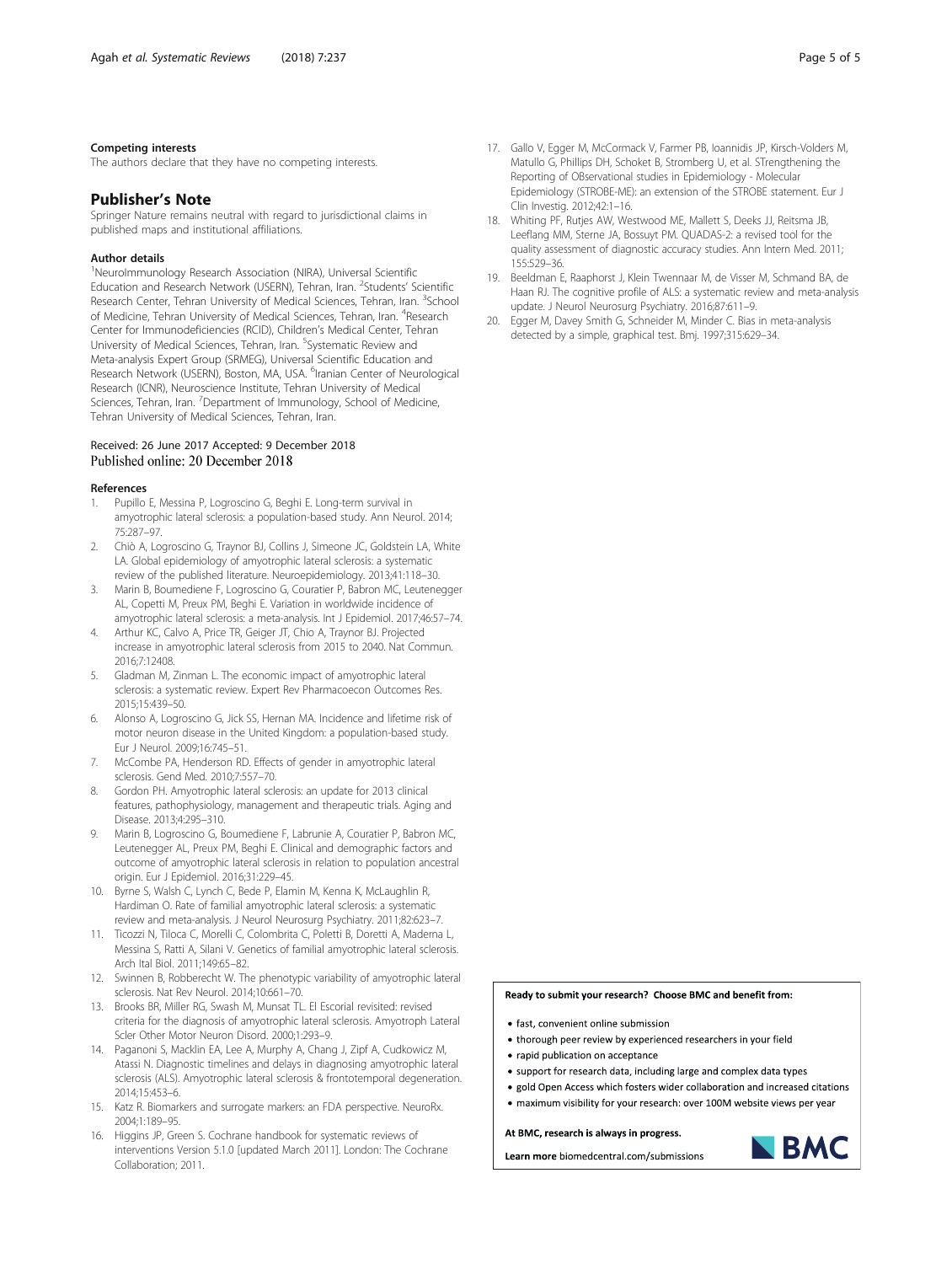### Competing interests

The authors declare that they have no competing interests.

## Publisher's Note

Springer Nature remains neutral with regard to jurisdictional claims in published maps and institutional affiliations.

### Author details

[1]NeuroImmunology Research Association (NIRA), Universal Scientific Education and Research Network (USERN), Tehran, Iran. [2]Students' Scientific Research Center, Tehran University of Medical Sciences, Tehran, Iran. [3]School of Medicine, Tehran University of Medical Sciences, Tehran, Iran. [4]Research Center for Immunodeficiencies (RCID), Children's Medical Center, Tehran University of Medical Sciences, Tehran, Iran. [5]Systematic Review and Meta-analysis Expert Group (SRMEG), Universal Scientific Education and Research Network (USERN), Boston, MA, USA. [6]Iranian Center of Neurological Research (ICNR), Neuroscience Institute, Tehran University of Medical Sciences, Tehran, Iran. [7]Department of Immunology, School of Medicine, Tehran University of Medical Sciences, Tehran, Iran.

Received: 26 June 2017 Accepted: 9 December 2018
Published online: 20 December 2018

### References

1. Pupillo E, Messina P, Logroscino G, Beghi E. Long-term survival in amyotrophic lateral sclerosis: a population-based study. Ann Neurol. 2014; 75:287–97.
2. Chiò A, Logroscino G, Traynor BJ, Collins J, Simeone JC, Goldstein LA, White LA. Global epidemiology of amyotrophic lateral sclerosis: a systematic review of the published literature. Neuroepidemiology. 2013;41:118–30.
3. Marin B, Boumediene F, Logroscino G, Couratier P, Babron MC, Leutenegger AL, Copetti M, Preux PM, Beghi E. Variation in worldwide incidence of amyotrophic lateral sclerosis: a meta-analysis. Int J Epidemiol. 2017;46:57–74.
4. Arthur KC, Calvo A, Price TR, Geiger JT, Chio A, Traynor BJ. Projected increase in amyotrophic lateral sclerosis from 2015 to 2040. Nat Commun. 2016;7:12408.
5. Gladman M, Zinman L. The economic impact of amyotrophic lateral sclerosis: a systematic review. Expert Rev Pharmacoecon Outcomes Res. 2015;15:439–50.
6. Alonso A, Logroscino G, Jick SS, Hernan MA. Incidence and lifetime risk of motor neuron disease in the United Kingdom: a population-based study. Eur J Neurol. 2009;16:745–51.
7. McCombe PA, Henderson RD. Effects of gender in amyotrophic lateral sclerosis. Gend Med. 2010;7:557–70.
8. Gordon PH. Amyotrophic lateral sclerosis: an update for 2013 clinical features, pathophysiology, management and therapeutic trials. Aging and Disease. 2013;4:295–310.
9. Marin B, Logroscino G, Boumediene F, Labrunie A, Couratier P, Babron MC, Leutenegger AL, Preux PM, Beghi E. Clinical and demographic factors and outcome of amyotrophic lateral sclerosis in relation to population ancestral origin. Eur J Epidemiol. 2016;31:229–45.
10. Byrne S, Walsh C, Lynch C, Bede P, Elamin M, Kenna K, McLaughlin R, Hardiman O. Rate of familial amyotrophic lateral sclerosis: a systematic review and meta-analysis. J Neurol Neurosurg Psychiatry. 2011;82:623–7.
11. Ticozzi N, Tiloca C, Morelli C, Colombrita C, Poletti B, Doretti A, Maderna L, Messina S, Ratti A, Silani V. Genetics of familial amyotrophic lateral sclerosis. Arch Ital Biol. 2011;149:65–82.
12. Swinnen B, Robberecht W. The phenotypic variability of amyotrophic lateral sclerosis. Nat Rev Neurol. 2014;10:661–70.
13. Brooks BR, Miller RG, Swash M, Munsat TL. El Escorial revisited: revised criteria for the diagnosis of amyotrophic lateral sclerosis. Amyotroph Lateral Scler Other Motor Neuron Disord. 2000;1:293–9.
14. Paganoni S, Macklin EA, Lee A, Murphy A, Chang J, Zipf A, Cudkowicz M, Atassi N. Diagnostic timelines and delays in diagnosing amyotrophic lateral sclerosis (ALS). Amyotrophic lateral sclerosis & frontotemporal degeneration. 2014;15:453–6.
15. Katz R. Biomarkers and surrogate markers: an FDA perspective. NeuroRx. 2004;1:189–95.
16. Higgins JP, Green S. Cochrane handbook for systematic reviews of interventions Version 5.1.0 [updated March 2011]. London: The Cochrane Collaboration; 2011.
17. Gallo V, Egger M, McCormack V, Farmer PB, Ioannidis JP, Kirsch-Volders M, Matullo G, Phillips DH, Schoket B, Stromberg U, et al. STrengthening the Reporting of OBservational studies in Epidemiology - Molecular Epidemiology (STROBE-ME): an extension of the STROBE statement. Eur J Clin Investig. 2012;42:1–16.
18. Whiting PF, Rutjes AW, Westwood ME, Mallett S, Deeks JJ, Reitsma JB, Leeflang MM, Sterne JA, Bossuyt PM. QUADAS-2: a revised tool for the quality assessment of diagnostic accuracy studies. Ann Intern Med. 2011; 155:529–36.
19. Beeldman E, Raaphorst J, Klein Twennaar M, de Visser M, Schmand BA, de Haan RJ. The cognitive profile of ALS: a systematic review and meta-analysis update. J Neurol Neurosurg Psychiatry. 2016;87:611–9.
20. Egger M, Davey Smith G, Schneider M, Minder C. Bias in meta-analysis detected by a simple, graphical test. Bmj. 1997;315:629–34.

**Ready to submit your research? Choose BMC and benefit from:**

- fast, convenient online submission
- thorough peer review by experienced researchers in your field
- rapid publication on acceptance
- support for research data, including large and complex data types
- gold Open Access which fosters wider collaboration and increased citations
- maximum visibility for your research: over 100M website views per year

**At BMC, research is always in progress.**

**Learn more** biomedcentral.com/submissions

BMC